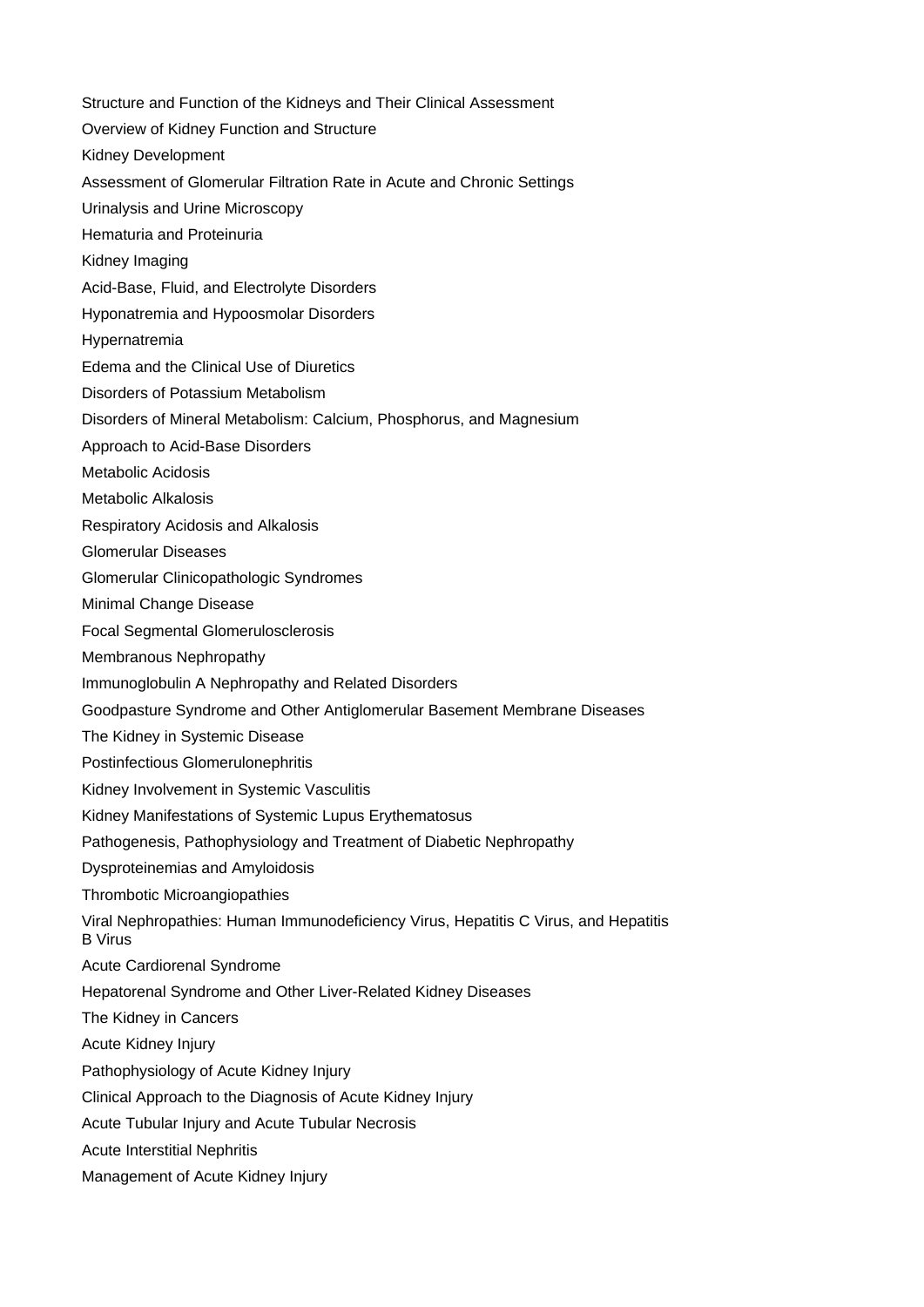Structure and Function of the Kidneys and Their Clinical Assessment

Overview of Kidney Function and Structure

Kidney Development

Assessment of Glomerular Filtration Rate in Acute and Chronic Settings

Urinalysis and Urine Microscopy

Hematuria and Proteinuria

Kidney Imaging

Acid-Base, Fluid, and Electrolyte Disorders

Hyponatremia and Hypoosmolar Disorders

Hypernatremia

Edema and the Clinical Use of Diuretics

Disorders of Potassium Metabolism

Disorders of Mineral Metabolism: Calcium, Phosphorus, and Magnesium

Approach to Acid-Base Disorders

Metabolic Acidosis

Metabolic Alkalosis

Respiratory Acidosis and Alkalosis

Glomerular Diseases

Glomerular Clinicopathologic Syndromes

Minimal Change Disease

Focal Segmental Glomerulosclerosis

Membranous Nephropathy

Immunoglobulin A Nephropathy and Related Disorders

Goodpasture Syndrome and Other Antiglomerular Basement Membrane Diseases

The Kidney in Systemic Disease

Postinfectious Glomerulonephritis

Kidney Involvement in Systemic Vasculitis

Kidney Manifestations of Systemic Lupus Erythematosus

Pathogenesis, Pathophysiology and Treatment of Diabetic Nephropathy

Dysproteinemias and Amyloidosis

Thrombotic Microangiopathies

Viral Nephropathies: Human Immunodeficiency Virus, Hepatitis C Virus, and Hepatitis B Virus

Acute Cardiorenal Syndrome

Hepatorenal Syndrome and Other Liver-Related Kidney Diseases

The Kidney in Cancers

Acute Kidney Injury

Pathophysiology of Acute Kidney Injury

Clinical Approach to the Diagnosis of Acute Kidney Injury

Acute Tubular Injury and Acute Tubular Necrosis

Acute Interstitial Nephritis

Management of Acute Kidney Injury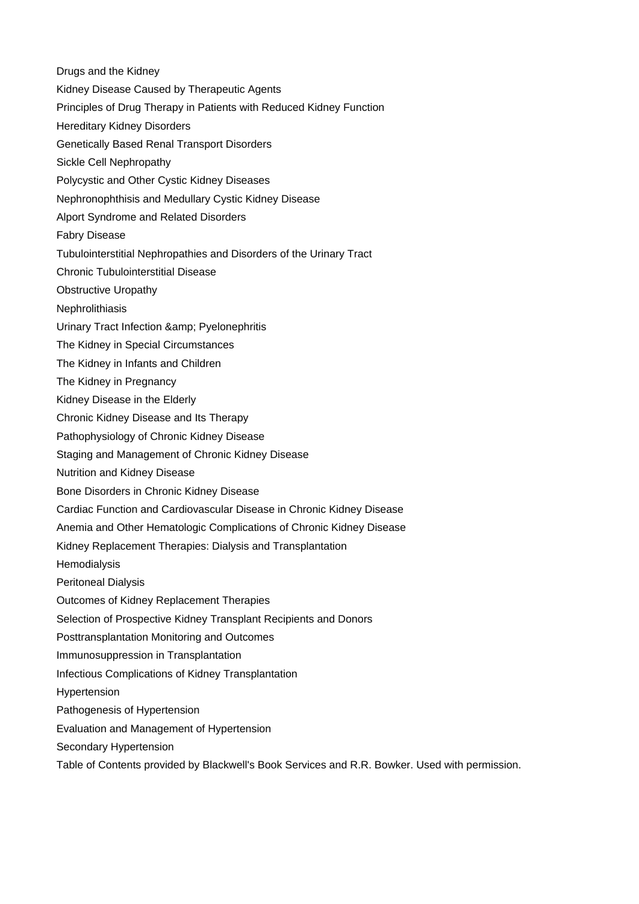Drugs and the Kidney

Kidney Disease Caused by Therapeutic Agents

Principles of Drug Therapy in Patients with Reduced Kidney Function

Hereditary Kidney Disorders

Genetically Based Renal Transport Disorders

Sickle Cell Nephropathy

Polycystic and Other Cystic Kidney Diseases

Nephronophthisis and Medullary Cystic Kidney Disease

Alport Syndrome and Related Disorders

Fabry Disease

Tubulointerstitial Nephropathies and Disorders of the Urinary Tract

Chronic Tubulointerstitial Disease

Obstructive Uropathy

Nephrolithiasis

Urinary Tract Infection &amp; Pyelonephritis

The Kidney in Special Circumstances

The Kidney in Infants and Children

The Kidney in Pregnancy

Kidney Disease in the Elderly

Chronic Kidney Disease and Its Therapy

Pathophysiology of Chronic Kidney Disease

Staging and Management of Chronic Kidney Disease

Nutrition and Kidney Disease

Bone Disorders in Chronic Kidney Disease

Cardiac Function and Cardiovascular Disease in Chronic Kidney Disease

Anemia and Other Hematologic Complications of Chronic Kidney Disease

Kidney Replacement Therapies: Dialysis and Transplantation

Hemodialysis

Peritoneal Dialysis

Outcomes of Kidney Replacement Therapies

Selection of Prospective Kidney Transplant Recipients and Donors

Posttransplantation Monitoring and Outcomes

Immunosuppression in Transplantation

Infectious Complications of Kidney Transplantation

Hypertension

Pathogenesis of Hypertension

Evaluation and Management of Hypertension

Secondary Hypertension

Table of Contents provided by Blackwell's Book Services and R.R. Bowker. Used with permission.